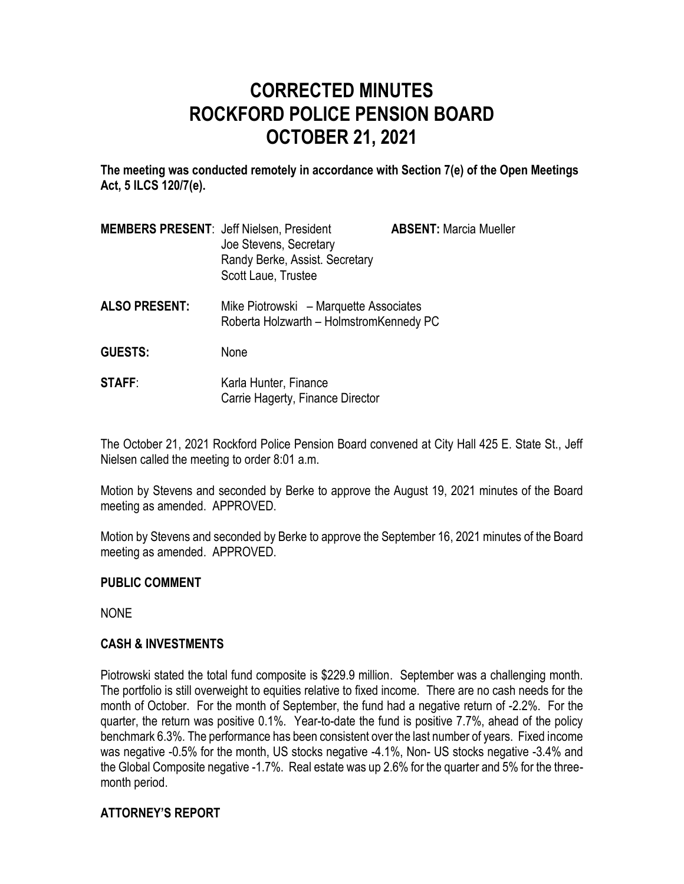# CORRECTED MINUTES
# ROCKFORD POLICE PENSION BOARD
# OCTOBER 21, 2021

**The meeting was conducted remotely in accordance with Section 7(e) of the Open Meetings Act, 5 ILCS 120/7(e).**

**MEMBERS PRESENT**: Jeff Nielsen, President
Joe Stevens, Secretary
Randy Berke, Assist. Secretary
Scott Laue, Trustee

**ABSENT:** Marcia Mueller

**ALSO PRESENT:** Mike Piotrowski – Marquette Associates
Roberta Holzwarth – HolmstromKennedy PC

**GUESTS:** None

**STAFF**: Karla Hunter, Finance
Carrie Hagerty, Finance Director

The October 21, 2021 Rockford Police Pension Board convened at City Hall 425 E. State St., Jeff Nielsen called the meeting to order 8:01 a.m.

Motion by Stevens and seconded by Berke to approve the August 19, 2021 minutes of the Board meeting as amended. APPROVED.

Motion by Stevens and seconded by Berke to approve the September 16, 2021 minutes of the Board meeting as amended. APPROVED.

**PUBLIC COMMENT**

NONE

**CASH & INVESTMENTS**

Piotrowski stated the total fund composite is $229.9 million. September was a challenging month. The portfolio is still overweight to equities relative to fixed income. There are no cash needs for the month of October. For the month of September, the fund had a negative return of -2.2%. For the quarter, the return was positive 0.1%. Year-to-date the fund is positive 7.7%, ahead of the policy benchmark 6.3%. The performance has been consistent over the last number of years. Fixed income was negative -0.5% for the month, US stocks negative -4.1%, Non- US stocks negative -3.4% and the Global Composite negative -1.7%. Real estate was up 2.6% for the quarter and 5% for the three-month period.

**ATTORNEY'S REPORT**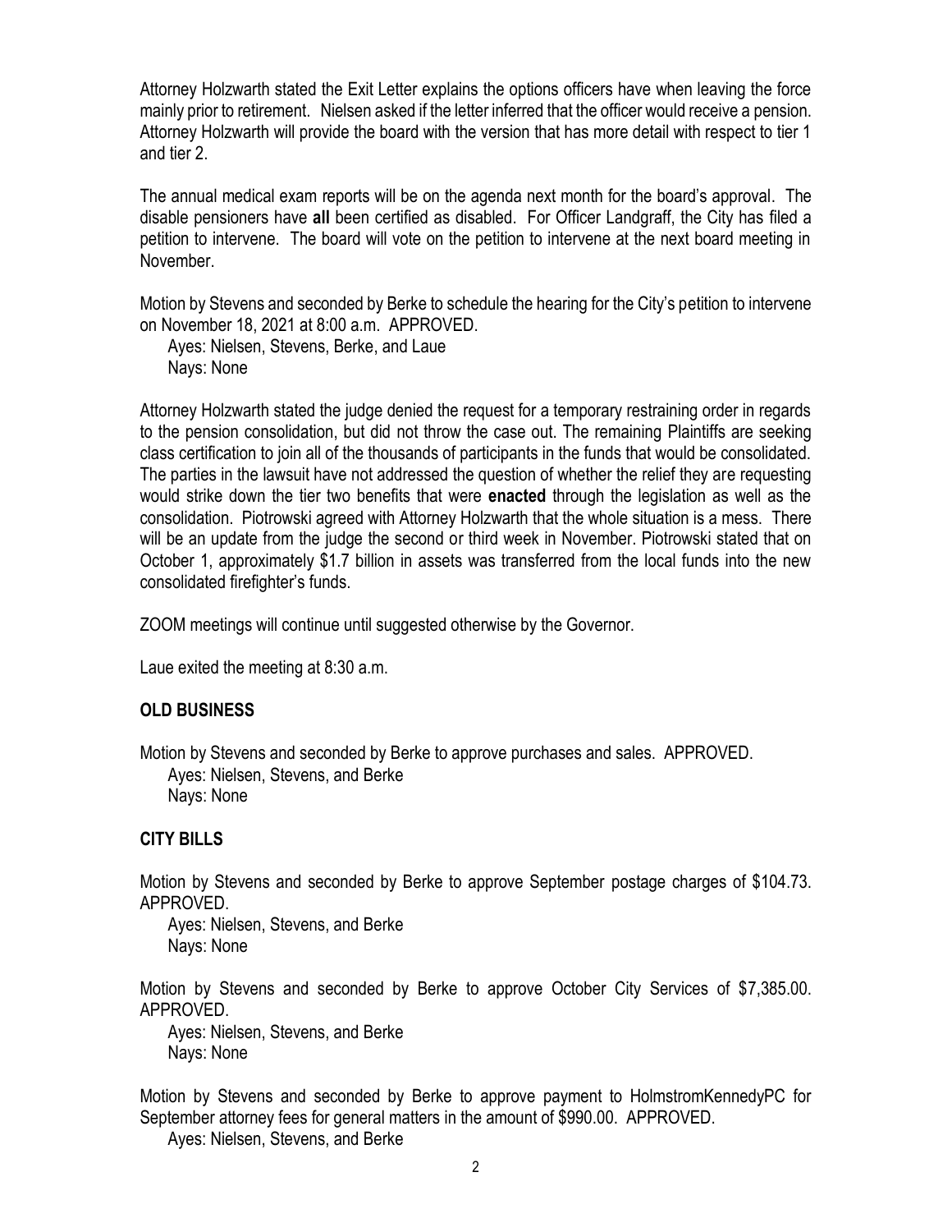Attorney Holzwarth stated the Exit Letter explains the options officers have when leaving the force mainly prior to retirement. Nielsen asked if the letter inferred that the officer would receive a pension. Attorney Holzwarth will provide the board with the version that has more detail with respect to tier 1 and tier 2.

The annual medical exam reports will be on the agenda next month for the board's approval. The disable pensioners have **all** been certified as disabled. For Officer Landgraff, the City has filed a petition to intervene. The board will vote on the petition to intervene at the next board meeting in November.

Motion by Stevens and seconded by Berke to schedule the hearing for the City's petition to intervene on November 18, 2021 at 8:00 a.m. APPROVED.
   Ayes: Nielsen, Stevens, Berke, and Laue
   Nays: None

Attorney Holzwarth stated the judge denied the request for a temporary restraining order in regards to the pension consolidation, but did not throw the case out. The remaining Plaintiffs are seeking class certification to join all of the thousands of participants in the funds that would be consolidated. The parties in the lawsuit have not addressed the question of whether the relief they are requesting would strike down the tier two benefits that were **enacted** through the legislation as well as the consolidation. Piotrowski agreed with Attorney Holzwarth that the whole situation is a mess. There will be an update from the judge the second or third week in November. Piotrowski stated that on October 1, approximately $1.7 billion in assets was transferred from the local funds into the new consolidated firefighter's funds.

ZOOM meetings will continue until suggested otherwise by the Governor.

Laue exited the meeting at 8:30 a.m.

## OLD BUSINESS

Motion by Stevens and seconded by Berke to approve purchases and sales. APPROVED.
   Ayes: Nielsen, Stevens, and Berke
   Nays: None

## CITY BILLS

Motion by Stevens and seconded by Berke to approve September postage charges of $104.73. APPROVED.
   Ayes: Nielsen, Stevens, and Berke
   Nays: None

Motion by Stevens and seconded by Berke to approve October City Services of $7,385.00. APPROVED.
   Ayes: Nielsen, Stevens, and Berke
   Nays: None

Motion by Stevens and seconded by Berke to approve payment to HolmstromKennedyPC for September attorney fees for general matters in the amount of $990.00. APPROVED.
   Ayes: Nielsen, Stevens, and Berke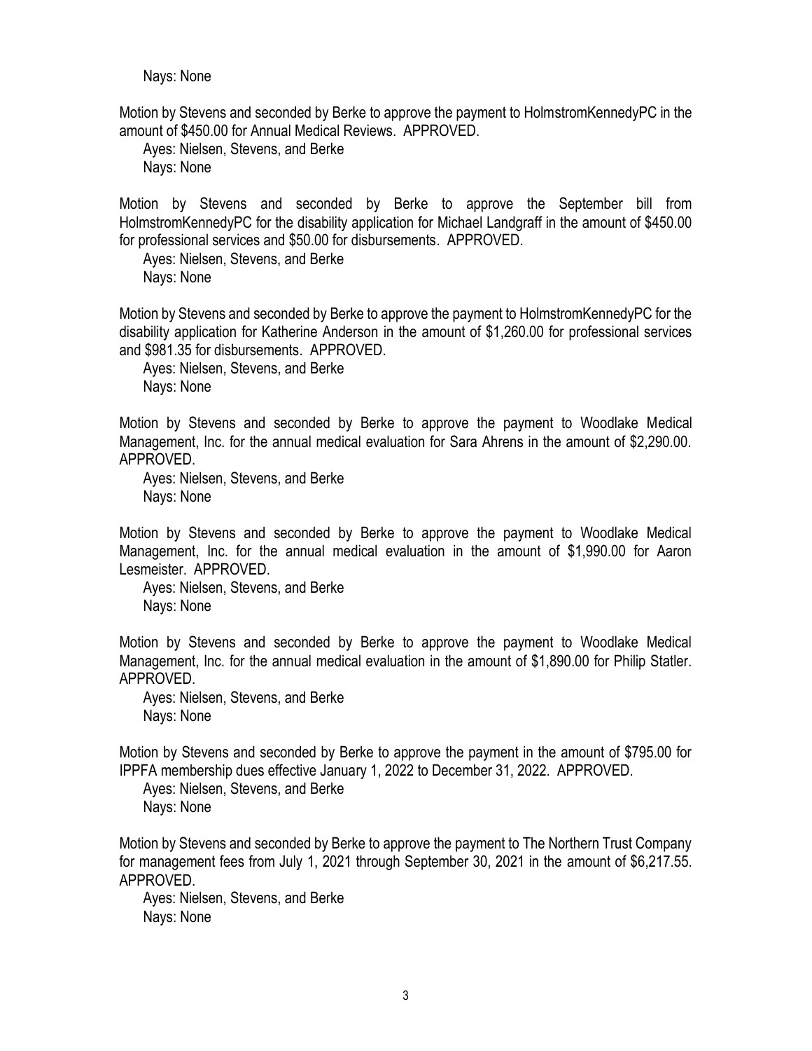Nays: None

Motion by Stevens and seconded by Berke to approve the payment to HolmstromKennedyPC in the amount of $450.00 for Annual Medical Reviews. APPROVED.

Ayes: Nielsen, Stevens, and Berke
Nays: None

Motion by Stevens and seconded by Berke to approve the September bill from HolmstromKennedyPC for the disability application for Michael Landgraff in the amount of $450.00 for professional services and $50.00 for disbursements. APPROVED.

Ayes: Nielsen, Stevens, and Berke
Nays: None

Motion by Stevens and seconded by Berke to approve the payment to HolmstromKennedyPC for the disability application for Katherine Anderson in the amount of $1,260.00 for professional services and $981.35 for disbursements. APPROVED.

Ayes: Nielsen, Stevens, and Berke
Nays: None

Motion by Stevens and seconded by Berke to approve the payment to Woodlake Medical Management, Inc. for the annual medical evaluation for Sara Ahrens in the amount of $2,290.00. APPROVED.

Ayes: Nielsen, Stevens, and Berke
Nays: None

Motion by Stevens and seconded by Berke to approve the payment to Woodlake Medical Management, Inc. for the annual medical evaluation in the amount of $1,990.00 for Aaron Lesmeister. APPROVED.

Ayes: Nielsen, Stevens, and Berke
Nays: None

Motion by Stevens and seconded by Berke to approve the payment to Woodlake Medical Management, Inc. for the annual medical evaluation in the amount of $1,890.00 for Philip Statler. APPROVED.

Ayes: Nielsen, Stevens, and Berke
Nays: None

Motion by Stevens and seconded by Berke to approve the payment in the amount of $795.00 for IPPFA membership dues effective January 1, 2022 to December 31, 2022. APPROVED.

Ayes: Nielsen, Stevens, and Berke
Nays: None

Motion by Stevens and seconded by Berke to approve the payment to The Northern Trust Company for management fees from July 1, 2021 through September 30, 2021 in the amount of $6,217.55. APPROVED.

Ayes: Nielsen, Stevens, and Berke
Nays: None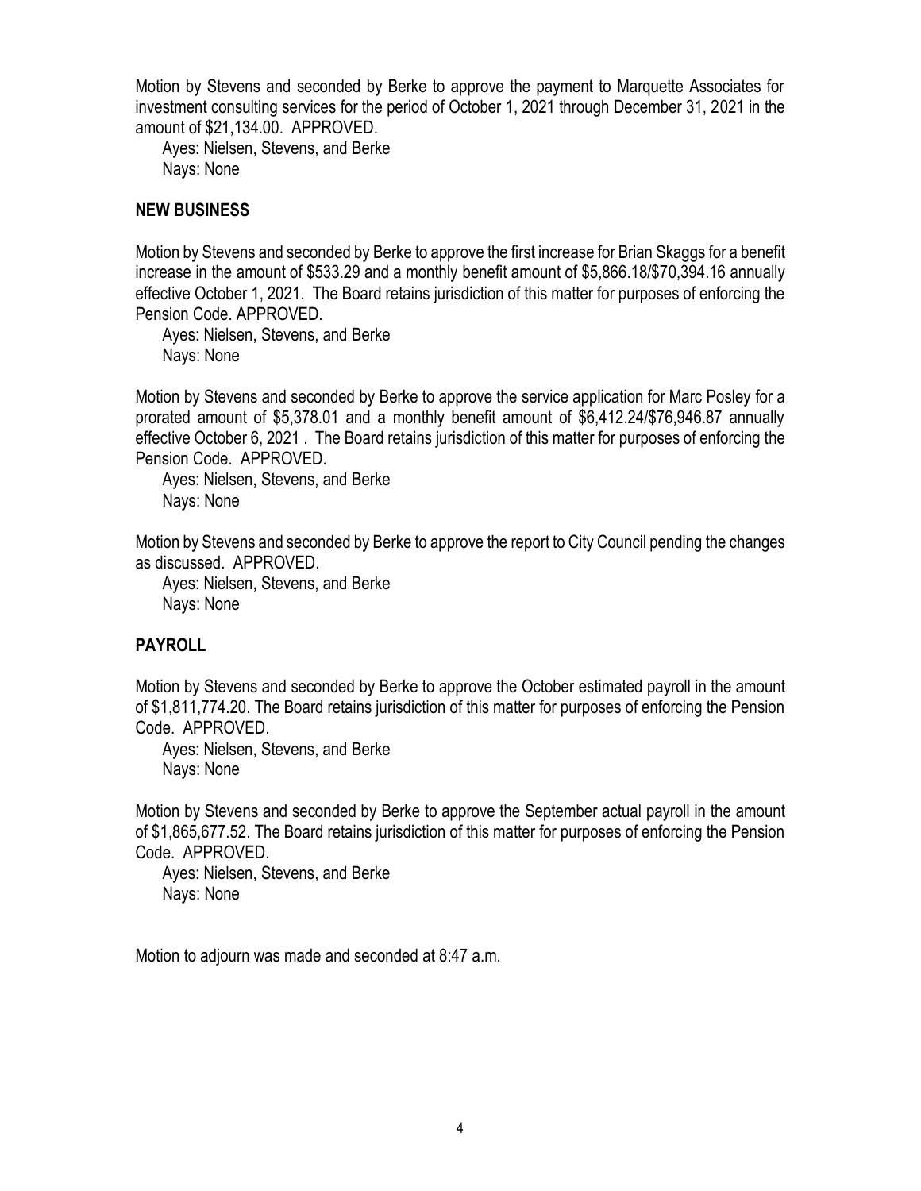Motion by Stevens and seconded by Berke to approve the payment to Marquette Associates for investment consulting services for the period of October 1, 2021 through December 31, 2021 in the amount of $21,134.00. APPROVED.

Ayes: Nielsen, Stevens, and Berke
Nays: None

## NEW BUSINESS

Motion by Stevens and seconded by Berke to approve the first increase for Brian Skaggs for a benefit increase in the amount of $533.29 and a monthly benefit amount of $5,866.18/$70,394.16 annually effective October 1, 2021. The Board retains jurisdiction of this matter for purposes of enforcing the Pension Code. APPROVED.

Ayes: Nielsen, Stevens, and Berke
Nays: None

Motion by Stevens and seconded by Berke to approve the service application for Marc Posley for a prorated amount of $5,378.01 and a monthly benefit amount of $6,412.24/$76,946.87 annually effective October 6, 2021 . The Board retains jurisdiction of this matter for purposes of enforcing the Pension Code. APPROVED.

Ayes: Nielsen, Stevens, and Berke
Nays: None

Motion by Stevens and seconded by Berke to approve the report to City Council pending the changes as discussed. APPROVED.

Ayes: Nielsen, Stevens, and Berke
Nays: None

## PAYROLL

Motion by Stevens and seconded by Berke to approve the October estimated payroll in the amount of $1,811,774.20. The Board retains jurisdiction of this matter for purposes of enforcing the Pension Code. APPROVED.

Ayes: Nielsen, Stevens, and Berke
Nays: None

Motion by Stevens and seconded by Berke to approve the September actual payroll in the amount of $1,865,677.52. The Board retains jurisdiction of this matter for purposes of enforcing the Pension Code. APPROVED.

Ayes: Nielsen, Stevens, and Berke
Nays: None

Motion to adjourn was made and seconded at 8:47 a.m.